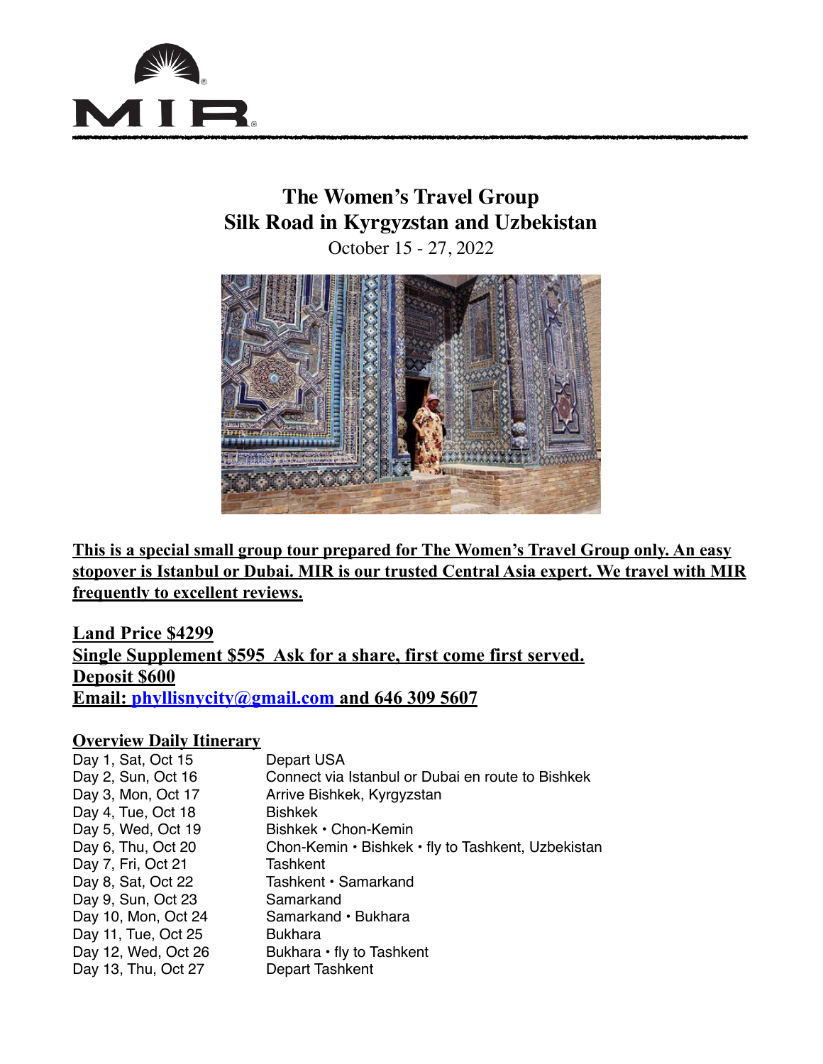MIR

# The Women's Travel Group
# Silk Road in Kyrgyzstan and Uzbekistan

October 15 - 27, 2022

**This is a special small group tour prepared for The Women's Travel Group only. An easy stopover is Istanbul or Dubai. MIR is our trusted Central Asia expert. We travel with MIR frequently to excellent reviews.**

**Land Price $4299**
**Single Supplement $595 Ask for a share, first come first served.**
**Deposit $600**
**Email: phyllisnycity@gmail.com and 646 309 5607**

**Overview Daily Itinerary**

| | |
|---|---|
| Day 1, Sat, Oct 15 | Depart USA |
| Day 2, Sun, Oct 16 | Connect via Istanbul or Dubai en route to Bishkek |
| Day 3, Mon, Oct 17 | Arrive Bishkek, Kyrgyzstan |
| Day 4, Tue, Oct 18 | Bishkek |
| Day 5, Wed, Oct 19 | Bishkek • Chon-Kemin |
| Day 6, Thu, Oct 20 | Chon-Kemin • Bishkek • fly to Tashkent, Uzbekistan |
| Day 7, Fri, Oct 21 | Tashkent |
| Day 8, Sat, Oct 22 | Tashkent • Samarkand |
| Day 9, Sun, Oct 23 | Samarkand |
| Day 10, Mon, Oct 24 | Samarkand • Bukhara |
| Day 11, Tue, Oct 25 | Bukhara |
| Day 12, Wed, Oct 26 | Bukhara • fly to Tashkent |
| Day 13, Thu, Oct 27 | Depart Tashkent |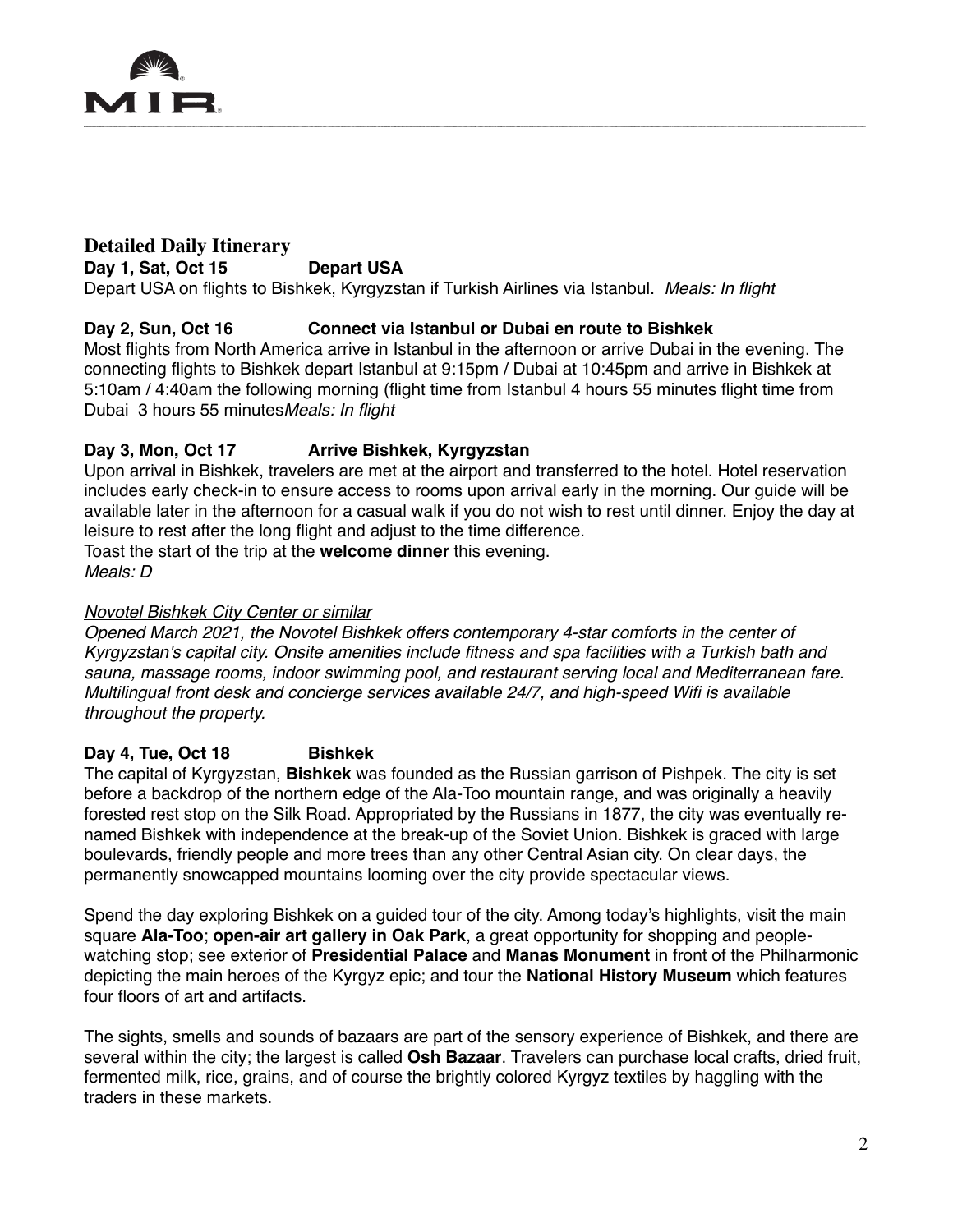## Detailed Daily Itinerary

**Day 1, Sat, Oct 15 Depart USA**

Depart USA on flights to Bishkek, Kyrgyzstan if Turkish Airlines via Istanbul. *Meals: In flight*

**Day 2, Sun, Oct 16 Connect via Istanbul or Dubai en route to Bishkek**

Most flights from North America arrive in Istanbul in the afternoon or arrive Dubai in the evening. The connecting flights to Bishkek depart Istanbul at 9:15pm / Dubai at 10:45pm and arrive in Bishkek at 5:10am / 4:40am the following morning (flight time from Istanbul 4 hours 55 minutes flight time from Dubai 3 hours 55 minutes*Meals: In flight*

**Day 3, Mon, Oct 17 Arrive Bishkek, Kyrgyzstan**

Upon arrival in Bishkek, travelers are met at the airport and transferred to the hotel. Hotel reservation includes early check-in to ensure access to rooms upon arrival early in the morning. Our guide will be available later in the afternoon for a casual walk if you do not wish to rest until dinner. Enjoy the day at leisure to rest after the long flight and adjust to the time difference.

Toast the start of the trip at the **welcome dinner** this evening.

*Meals: D*

*Novotel Bishkek City Center or similar*

*Opened March 2021, the Novotel Bishkek offers contemporary 4-star comforts in the center of Kyrgyzstan's capital city. Onsite amenities include fitness and spa facilities with a Turkish bath and sauna, massage rooms, indoor swimming pool, and restaurant serving local and Mediterranean fare. Multilingual front desk and concierge services available 24/7, and high-speed Wifi is available throughout the property.*

**Day 4, Tue, Oct 18 Bishkek**

The capital of Kyrgyzstan, **Bishkek** was founded as the Russian garrison of Pishpek. The city is set before a backdrop of the northern edge of the Ala-Too mountain range, and was originally a heavily forested rest stop on the Silk Road. Appropriated by the Russians in 1877, the city was eventually re-named Bishkek with independence at the break-up of the Soviet Union. Bishkek is graced with large boulevards, friendly people and more trees than any other Central Asian city. On clear days, the permanently snowcapped mountains looming over the city provide spectacular views.

Spend the day exploring Bishkek on a guided tour of the city. Among today's highlights, visit the main square **Ala-Too**; **open-air art gallery in Oak Park**, a great opportunity for shopping and people-watching stop; see exterior of **Presidential Palace** and **Manas Monument** in front of the Philharmonic depicting the main heroes of the Kyrgyz epic; and tour the **National History Museum** which features four floors of art and artifacts.

The sights, smells and sounds of bazaars are part of the sensory experience of Bishkek, and there are several within the city; the largest is called **Osh Bazaar**. Travelers can purchase local crafts, dried fruit, fermented milk, rice, grains, and of course the brightly colored Kyrgyz textiles by haggling with the traders in these markets.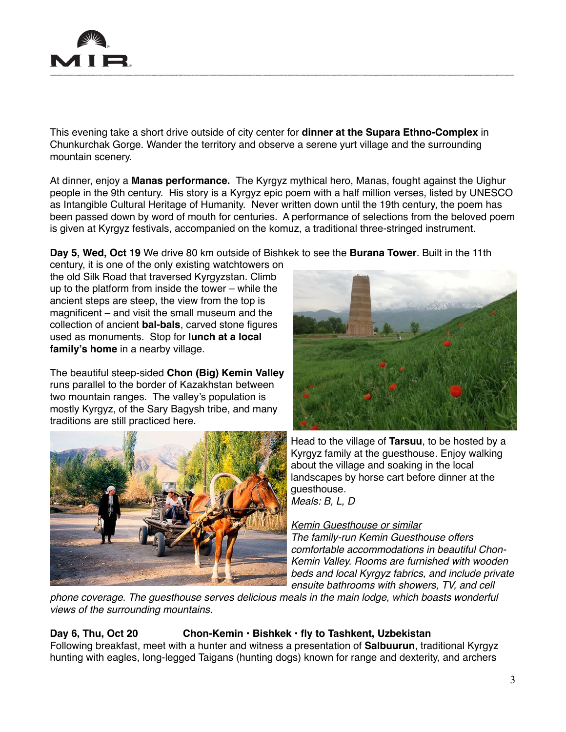This evening take a short drive outside of city center for **dinner at the Supara Ethno-Complex** in Chunkurchak Gorge. Wander the territory and observe a serene yurt village and the surrounding mountain scenery.

At dinner, enjoy a **Manas performance.** The Kyrgyz mythical hero, Manas, fought against the Uighur people in the 9th century. His story is a Kyrgyz epic poem with a half million verses, listed by UNESCO as Intangible Cultural Heritage of Humanity. Never written down until the 19th century, the poem has been passed down by word of mouth for centuries. A performance of selections from the beloved poem is given at Kyrgyz festivals, accompanied on the komuz, a traditional three-stringed instrument.

**Day 5, Wed, Oct 19** We drive 80 km outside of Bishkek to see the **Burana Tower**. Built in the 11th century, it is one of the only existing watchtowers on the old Silk Road that traversed Kyrgyzstan. Climb up to the platform from inside the tower – while the ancient steps are steep, the view from the top is magnificent – and visit the small museum and the collection of ancient **bal-bals**, carved stone figures used as monuments. Stop for **lunch at a local family's home** in a nearby village.

The beautiful steep-sided **Chon (Big) Kemin Valley** runs parallel to the border of Kazakhstan between two mountain ranges. The valley's population is mostly Kyrgyz, of the Sary Bagysh tribe, and many traditions are still practiced here.

Head to the village of **Tarsuu**, to be hosted by a Kyrgyz family at the guesthouse. Enjoy walking about the village and soaking in the local landscapes by horse cart before dinner at the guesthouse.
*Meals: B, L, D*

*Kemin Guesthouse or similar*
*The family-run Kemin Guesthouse offers comfortable accommodations in beautiful Chon-Kemin Valley. Rooms are furnished with wooden beds and local Kyrgyz fabrics, and include private ensuite bathrooms with showers, TV, and cell phone coverage. The guesthouse serves delicious meals in the main lodge, which boasts wonderful views of the surrounding mountains.*

**Day 6, Thu, Oct 20 Chon-Kemin • Bishkek • fly to Tashkent, Uzbekistan**
Following breakfast, meet with a hunter and witness a presentation of **Salbuurun**, traditional Kyrgyz hunting with eagles, long-legged Taigans (hunting dogs) known for range and dexterity, and archers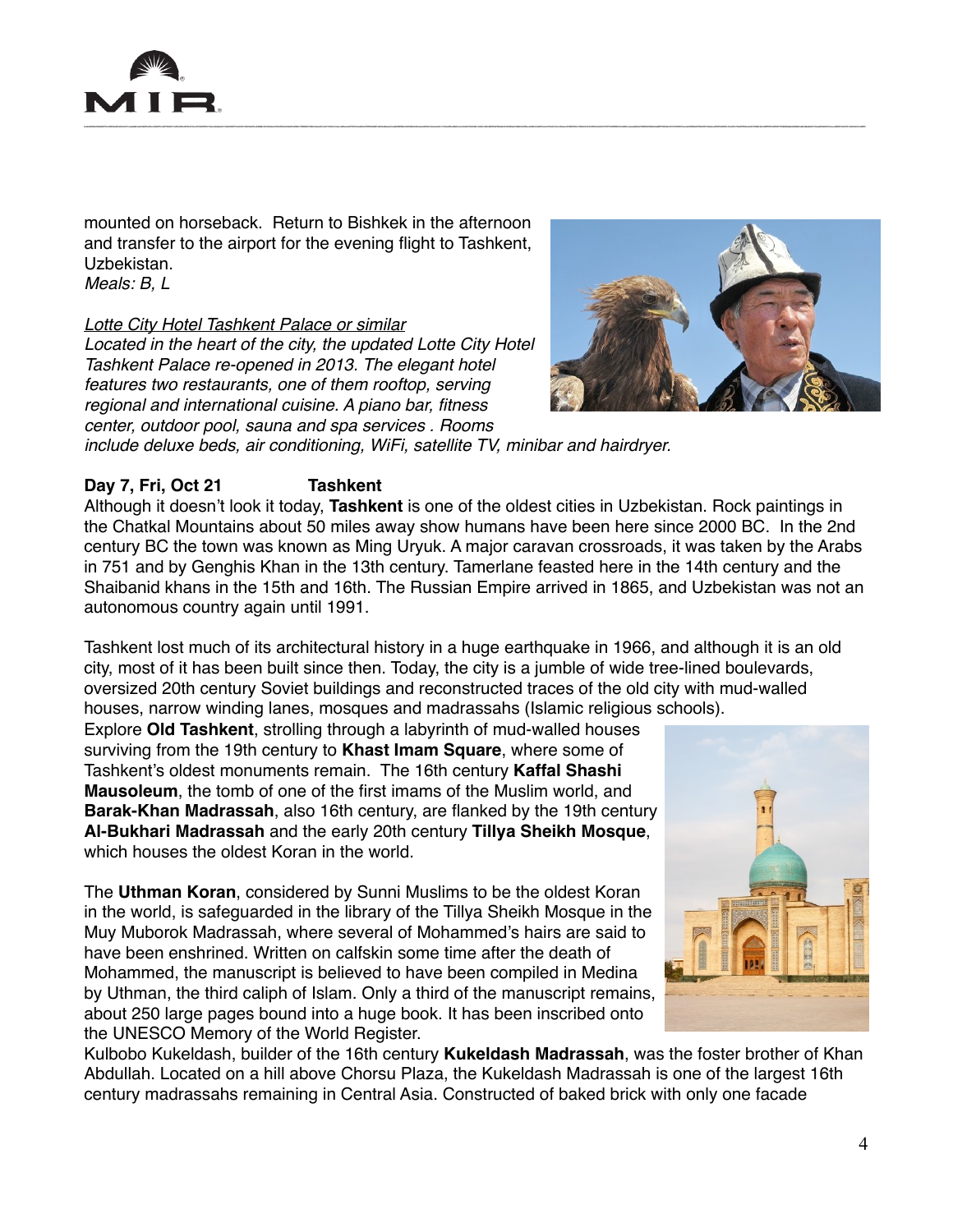mounted on horseback. Return to Bishkek in the afternoon and transfer to the airport for the evening flight to Tashkent, Uzbekistan.
*Meals: B, L*

*Lotte City Hotel Tashkent Palace or similar*
*Located in the heart of the city, the updated Lotte City Hotel Tashkent Palace re-opened in 2013. The elegant hotel features two restaurants, one of them rooftop, serving regional and international cuisine. A piano bar, fitness center, outdoor pool, sauna and spa services . Rooms include deluxe beds, air conditioning, WiFi, satellite TV, minibar and hairdryer.*

**Day 7, Fri, Oct 21 Tashkent**

Although it doesn't look it today, **Tashkent** is one of the oldest cities in Uzbekistan. Rock paintings in the Chatkal Mountains about 50 miles away show humans have been here since 2000 BC. In the 2nd century BC the town was known as Ming Uryuk. A major caravan crossroads, it was taken by the Arabs in 751 and by Genghis Khan in the 13th century. Tamerlane feasted here in the 14th century and the Shaibanid khans in the 15th and 16th. The Russian Empire arrived in 1865, and Uzbekistan was not an autonomous country again until 1991.

Tashkent lost much of its architectural history in a huge earthquake in 1966, and although it is an old city, most of it has been built since then. Today, the city is a jumble of wide tree-lined boulevards, oversized 20th century Soviet buildings and reconstructed traces of the old city with mud-walled houses, narrow winding lanes, mosques and madrassahs (Islamic religious schools).

Explore **Old Tashkent**, strolling through a labyrinth of mud-walled houses surviving from the 19th century to **Khast Imam Square**, where some of Tashkent's oldest monuments remain. The 16th century **Kaffal Shashi Mausoleum**, the tomb of one of the first imams of the Muslim world, and **Barak-Khan Madrassah**, also 16th century, are flanked by the 19th century **Al-Bukhari Madrassah** and the early 20th century **Tillya Sheikh Mosque**, which houses the oldest Koran in the world.

The **Uthman Koran**, considered by Sunni Muslims to be the oldest Koran in the world, is safeguarded in the library of the Tillya Sheikh Mosque in the Muy Muborok Madrassah, where several of Mohammed's hairs are said to have been enshrined. Written on calfskin some time after the death of Mohammed, the manuscript is believed to have been compiled in Medina by Uthman, the third caliph of Islam. Only a third of the manuscript remains, about 250 large pages bound into a huge book. It has been inscribed onto the UNESCO Memory of the World Register.

Kulbobo Kukeldash, builder of the 16th century **Kukeldash Madrassah**, was the foster brother of Khan Abdullah. Located on a hill above Chorsu Plaza, the Kukeldash Madrassah is one of the largest 16th century madrassahs remaining in Central Asia. Constructed of baked brick with only one facade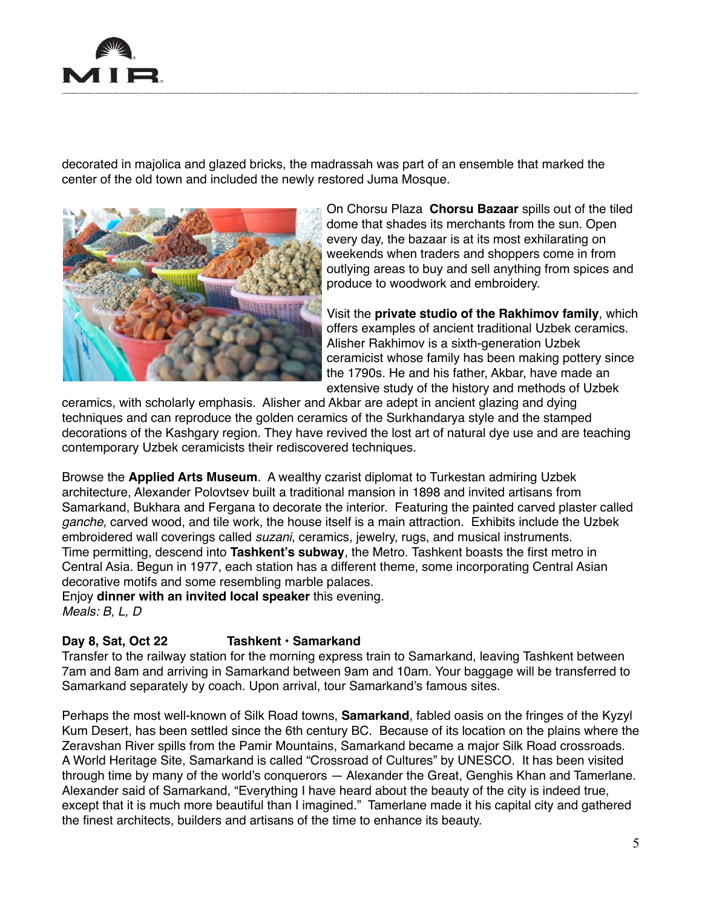decorated in majolica and glazed bricks, the madrassah was part of an ensemble that marked the center of the old town and included the newly restored Juma Mosque.

On Chorsu Plaza **Chorsu Bazaar** spills out of the tiled dome that shades its merchants from the sun. Open every day, the bazaar is at its most exhilarating on weekends when traders and shoppers come in from outlying areas to buy and sell anything from spices and produce to woodwork and embroidery.

Visit the **private studio of the Rakhimov family**, which offers examples of ancient traditional Uzbek ceramics. Alisher Rakhimov is a sixth-generation Uzbek ceramicist whose family has been making pottery since the 1790s. He and his father, Akbar, have made an extensive study of the history and methods of Uzbek ceramics, with scholarly emphasis. Alisher and Akbar are adept in ancient glazing and dying techniques and can reproduce the golden ceramics of the Surkhandarya style and the stamped decorations of the Kashgary region. They have revived the lost art of natural dye use and are teaching contemporary Uzbek ceramicists their rediscovered techniques.

Browse the **Applied Arts Museum**. A wealthy czarist diplomat to Turkestan admiring Uzbek architecture, Alexander Polovtsev built a traditional mansion in 1898 and invited artisans from Samarkand, Bukhara and Fergana to decorate the interior. Featuring the painted carved plaster called *ganche*, carved wood, and tile work, the house itself is a main attraction. Exhibits include the Uzbek embroidered wall coverings called *suzani*, ceramics, jewelry, rugs, and musical instruments.
Time permitting, descend into **Tashkent's subway**, the Metro. Tashkent boasts the first metro in Central Asia. Begun in 1977, each station has a different theme, some incorporating Central Asian decorative motifs and some resembling marble palaces.
Enjoy **dinner with an invited local speaker** this evening.
*Meals: B, L, D*

**Day 8, Sat, Oct 22 Tashkent • Samarkand**
Transfer to the railway station for the morning express train to Samarkand, leaving Tashkent between 7am and 8am and arriving in Samarkand between 9am and 10am. Your baggage will be transferred to Samarkand separately by coach. Upon arrival, tour Samarkand's famous sites.

Perhaps the most well-known of Silk Road towns, **Samarkand**, fabled oasis on the fringes of the Kyzyl Kum Desert, has been settled since the 6th century BC. Because of its location on the plains where the Zeravshan River spills from the Pamir Mountains, Samarkand became a major Silk Road crossroads. A World Heritage Site, Samarkand is called "Crossroad of Cultures" by UNESCO. It has been visited through time by many of the world's conquerors — Alexander the Great, Genghis Khan and Tamerlane. Alexander said of Samarkand, "Everything I have heard about the beauty of the city is indeed true, except that it is much more beautiful than I imagined." Tamerlane made it his capital city and gathered the finest architects, builders and artisans of the time to enhance its beauty.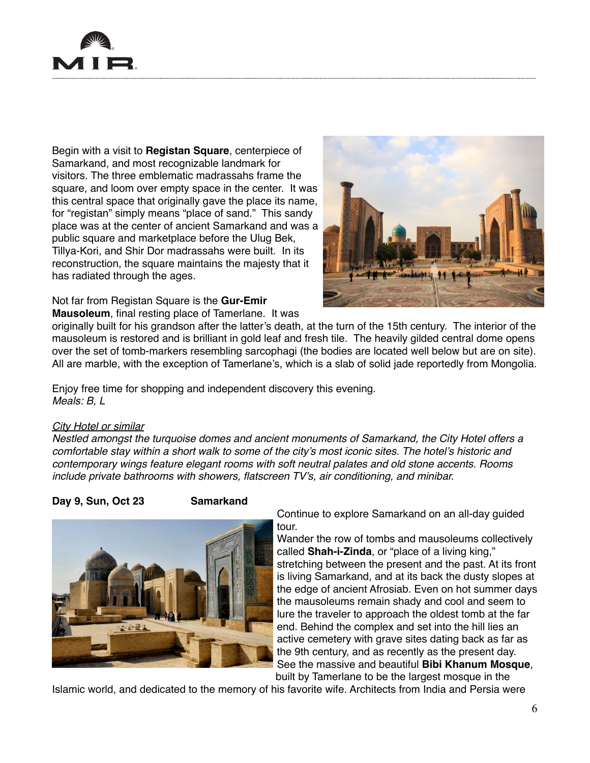Begin with a visit to **Registan Square**, centerpiece of Samarkand, and most recognizable landmark for visitors. The three emblematic madrassahs frame the square, and loom over empty space in the center. It was this central space that originally gave the place its name, for "registan" simply means "place of sand." This sandy place was at the center of ancient Samarkand and was a public square and marketplace before the Ulug Bek, Tillya-Kori, and Shir Dor madrassahs were built. In its reconstruction, the square maintains the majesty that it has radiated through the ages.

Not far from Registan Square is the **Gur-Emir Mausoleum**, final resting place of Tamerlane. It was originally built for his grandson after the latter's death, at the turn of the 15th century. The interior of the mausoleum is restored and is brilliant in gold leaf and fresh tile. The heavily gilded central dome opens over the set of tomb-markers resembling sarcophagi (the bodies are located well below but are on site). All are marble, with the exception of Tamerlane's, which is a slab of solid jade reportedly from Mongolia.

Enjoy free time for shopping and independent discovery this evening.
*Meals: B, L*

*City Hotel or similar*
*Nestled amongst the turquoise domes and ancient monuments of Samarkand, the City Hotel offers a comfortable stay within a short walk to some of the city's most iconic sites. The hotel's historic and contemporary wings feature elegant rooms with soft neutral palates and old stone accents. Rooms include private bathrooms with showers, flatscreen TV's, air conditioning, and minibar.*

**Day 9, Sun, Oct 23 Samarkand**

Continue to explore Samarkand on an all-day guided tour.
Wander the row of tombs and mausoleums collectively called **Shah-i-Zinda**, or "place of a living king," stretching between the present and the past. At its front is living Samarkand, and at its back the dusty slopes at the edge of ancient Afrosiab. Even on hot summer days the mausoleums remain shady and cool and seem to lure the traveler to approach the oldest tomb at the far end. Behind the complex and set into the hill lies an active cemetery with grave sites dating back as far as the 9th century, and as recently as the present day. See the massive and beautiful **Bibi Khanum Mosque**, built by Tamerlane to be the largest mosque in the Islamic world, and dedicated to the memory of his favorite wife. Architects from India and Persia were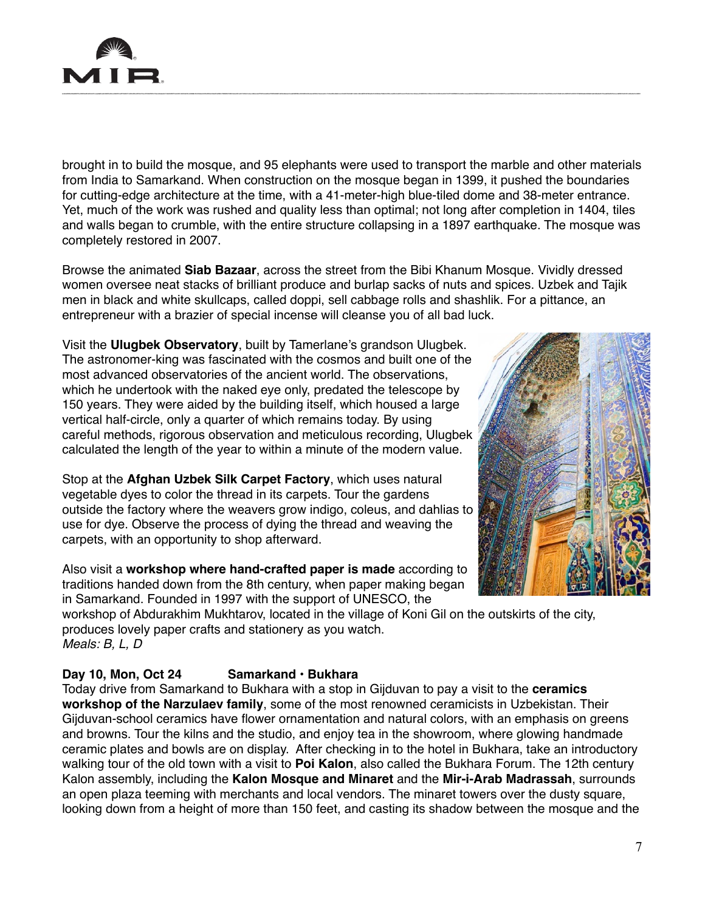brought in to build the mosque, and 95 elephants were used to transport the marble and other materials from India to Samarkand. When construction on the mosque began in 1399, it pushed the boundaries for cutting-edge architecture at the time, with a 41-meter-high blue-tiled dome and 38-meter entrance. Yet, much of the work was rushed and quality less than optimal; not long after completion in 1404, tiles and walls began to crumble, with the entire structure collapsing in a 1897 earthquake. The mosque was completely restored in 2007.

Browse the animated **Siab Bazaar**, across the street from the Bibi Khanum Mosque. Vividly dressed women oversee neat stacks of brilliant produce and burlap sacks of nuts and spices. Uzbek and Tajik men in black and white skullcaps, called doppi, sell cabbage rolls and shashlik. For a pittance, an entrepreneur with a brazier of special incense will cleanse you of all bad luck.

Visit the **Ulugbek Observatory**, built by Tamerlane's grandson Ulugbek. The astronomer-king was fascinated with the cosmos and built one of the most advanced observatories of the ancient world. The observations, which he undertook with the naked eye only, predated the telescope by 150 years. They were aided by the building itself, which housed a large vertical half-circle, only a quarter of which remains today. By using careful methods, rigorous observation and meticulous recording, Ulugbek calculated the length of the year to within a minute of the modern value.

Stop at the **Afghan Uzbek Silk Carpet Factory**, which uses natural vegetable dyes to color the thread in its carpets. Tour the gardens outside the factory where the weavers grow indigo, coleus, and dahlias to use for dye. Observe the process of dying the thread and weaving the carpets, with an opportunity to shop afterward.

Also visit a **workshop where hand-crafted paper is made** according to traditions handed down from the 8th century, when paper making began in Samarkand. Founded in 1997 with the support of UNESCO, the workshop of Abdurakhim Mukhtarov, located in the village of Koni Gil on the outskirts of the city, produces lovely paper crafts and stationery as you watch.
*Meals: B, L, D*

**Day 10, Mon, Oct 24 Samarkand • Bukhara**

Today drive from Samarkand to Bukhara with a stop in Gijduvan to pay a visit to the **ceramics workshop of the Narzulaev family**, some of the most renowned ceramicists in Uzbekistan. Their Gijduvan-school ceramics have flower ornamentation and natural colors, with an emphasis on greens and browns. Tour the kilns and the studio, and enjoy tea in the showroom, where glowing handmade ceramic plates and bowls are on display. After checking in to the hotel in Bukhara, take an introductory walking tour of the old town with a visit to **Poi Kalon**, also called the Bukhara Forum. The 12th century Kalon assembly, including the **Kalon Mosque and Minaret** and the **Mir-i-Arab Madrassah**, surrounds an open plaza teeming with merchants and local vendors. The minaret towers over the dusty square, looking down from a height of more than 150 feet, and casting its shadow between the mosque and the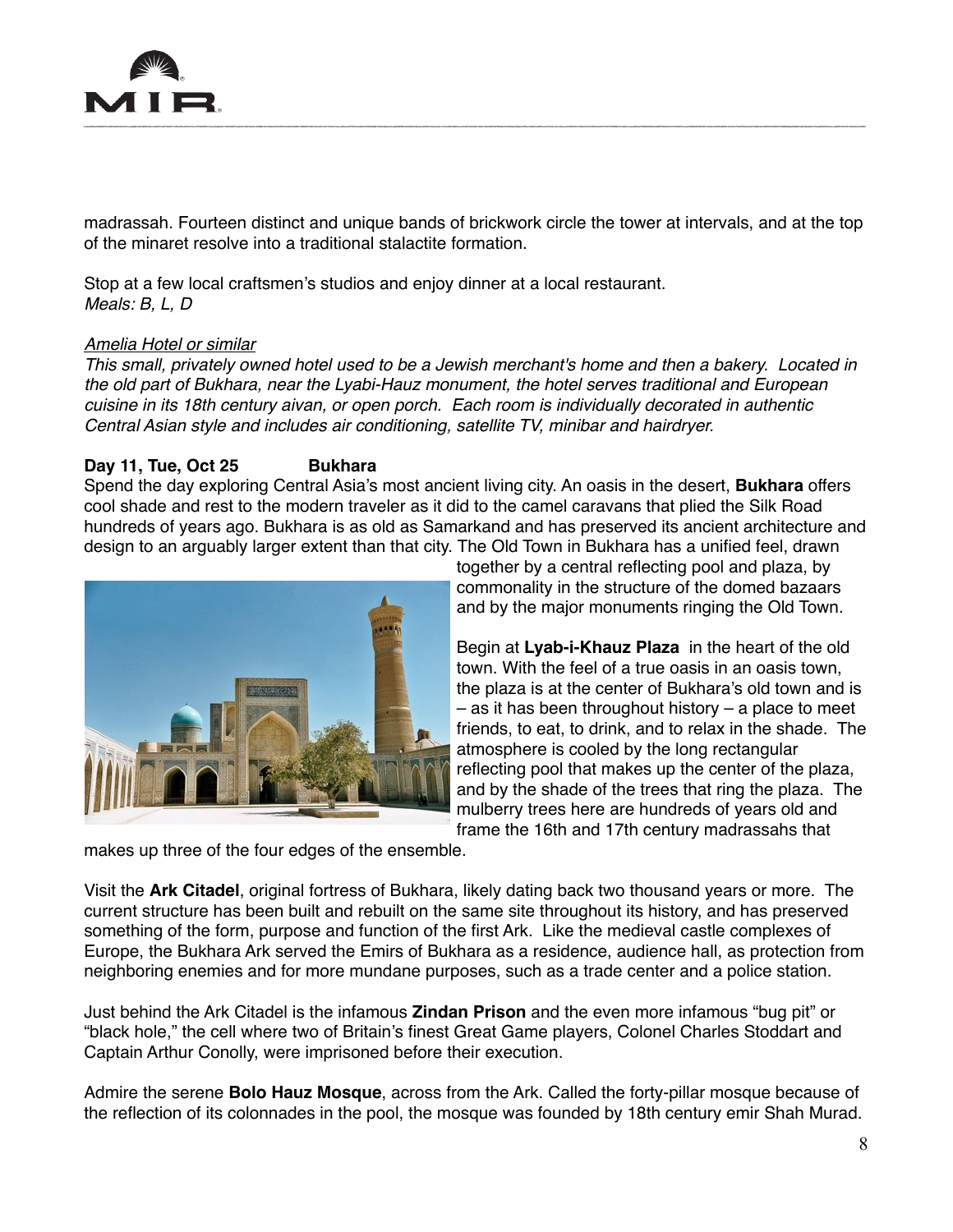madrassah. Fourteen distinct and unique bands of brickwork circle the tower at intervals, and at the top of the minaret resolve into a traditional stalactite formation.

Stop at a few local craftsmen's studios and enjoy dinner at a local restaurant.
*Meals: B, L, D*

*Amelia Hotel or similar*
*This small, privately owned hotel used to be a Jewish merchant's home and then a bakery. Located in the old part of Bukhara, near the Lyabi-Hauz monument, the hotel serves traditional and European cuisine in its 18th century aivan, or open porch. Each room is individually decorated in authentic Central Asian style and includes air conditioning, satellite TV, minibar and hairdryer.*

**Day 11, Tue, Oct 25 Bukhara**

Spend the day exploring Central Asia's most ancient living city. An oasis in the desert, **Bukhara** offers cool shade and rest to the modern traveler as it did to the camel caravans that plied the Silk Road hundreds of years ago. Bukhara is as old as Samarkand and has preserved its ancient architecture and design to an arguably larger extent than that city. The Old Town in Bukhara has a unified feel, drawn together by a central reflecting pool and plaza, by commonality in the structure of the domed bazaars and by the major monuments ringing the Old Town.

Begin at **Lyab-i-Khauz Plaza** in the heart of the old town. With the feel of a true oasis in an oasis town, the plaza is at the center of Bukhara's old town and is – as it has been throughout history – a place to meet friends, to eat, to drink, and to relax in the shade. The atmosphere is cooled by the long rectangular reflecting pool that makes up the center of the plaza, and by the shade of the trees that ring the plaza. The mulberry trees here are hundreds of years old and frame the 16th and 17th century madrassahs that makes up three of the four edges of the ensemble.

Visit the **Ark Citadel**, original fortress of Bukhara, likely dating back two thousand years or more. The current structure has been built and rebuilt on the same site throughout its history, and has preserved something of the form, purpose and function of the first Ark. Like the medieval castle complexes of Europe, the Bukhara Ark served the Emirs of Bukhara as a residence, audience hall, as protection from neighboring enemies and for more mundane purposes, such as a trade center and a police station.

Just behind the Ark Citadel is the infamous **Zindan Prison** and the even more infamous "bug pit" or "black hole," the cell where two of Britain's finest Great Game players, Colonel Charles Stoddart and Captain Arthur Conolly, were imprisoned before their execution.

Admire the serene **Bolo Hauz Mosque**, across from the Ark. Called the forty-pillar mosque because of the reflection of its colonnades in the pool, the mosque was founded by 18th century emir Shah Murad.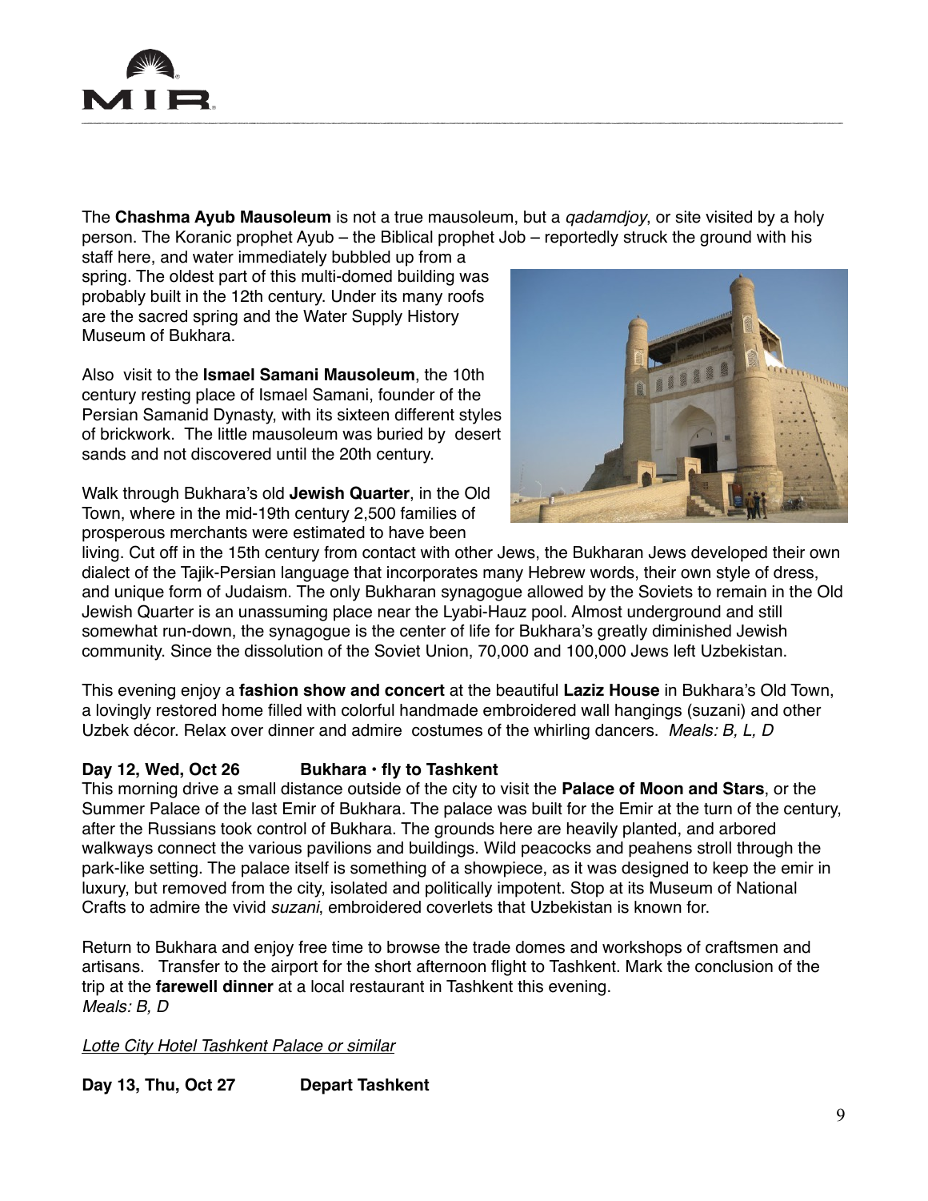The **Chashma Ayub Mausoleum** is not a true mausoleum, but a *qadamdjoy*, or site visited by a holy person. The Koranic prophet Ayub – the Biblical prophet Job – reportedly struck the ground with his staff here, and water immediately bubbled up from a spring. The oldest part of this multi-domed building was probably built in the 12th century. Under its many roofs are the sacred spring and the Water Supply History Museum of Bukhara.

Also visit to the **Ismael Samani Mausoleum**, the 10th century resting place of Ismael Samani, founder of the Persian Samanid Dynasty, with its sixteen different styles of brickwork. The little mausoleum was buried by desert sands and not discovered until the 20th century.

Walk through Bukhara's old **Jewish Quarter**, in the Old Town, where in the mid-19th century 2,500 families of prosperous merchants were estimated to have been living. Cut off in the 15th century from contact with other Jews, the Bukharan Jews developed their own dialect of the Tajik-Persian language that incorporates many Hebrew words, their own style of dress, and unique form of Judaism. The only Bukharan synagogue allowed by the Soviets to remain in the Old Jewish Quarter is an unassuming place near the Lyabi-Hauz pool. Almost underground and still somewhat run-down, the synagogue is the center of life for Bukhara's greatly diminished Jewish community. Since the dissolution of the Soviet Union, 70,000 and 100,000 Jews left Uzbekistan.

This evening enjoy a **fashion show and concert** at the beautiful **Laziz House** in Bukhara's Old Town, a lovingly restored home filled with colorful handmade embroidered wall hangings (suzani) and other Uzbek décor. Relax over dinner and admire costumes of the whirling dancers. *Meals: B, L, D*

**Day 12, Wed, Oct 26 Bukhara • fly to Tashkent**

This morning drive a small distance outside of the city to visit the **Palace of Moon and Stars**, or the Summer Palace of the last Emir of Bukhara. The palace was built for the Emir at the turn of the century, after the Russians took control of Bukhara. The grounds here are heavily planted, and arbored walkways connect the various pavilions and buildings. Wild peacocks and peahens stroll through the park-like setting. The palace itself is something of a showpiece, as it was designed to keep the emir in luxury, but removed from the city, isolated and politically impotent. Stop at its Museum of National Crafts to admire the vivid *suzani*, embroidered coverlets that Uzbekistan is known for.

Return to Bukhara and enjoy free time to browse the trade domes and workshops of craftsmen and artisans. Transfer to the airport for the short afternoon flight to Tashkent. Mark the conclusion of the trip at the **farewell dinner** at a local restaurant in Tashkent this evening.
*Meals: B, D*

*Lotte City Hotel Tashkent Palace or similar*

**Day 13, Thu, Oct 27 Depart Tashkent**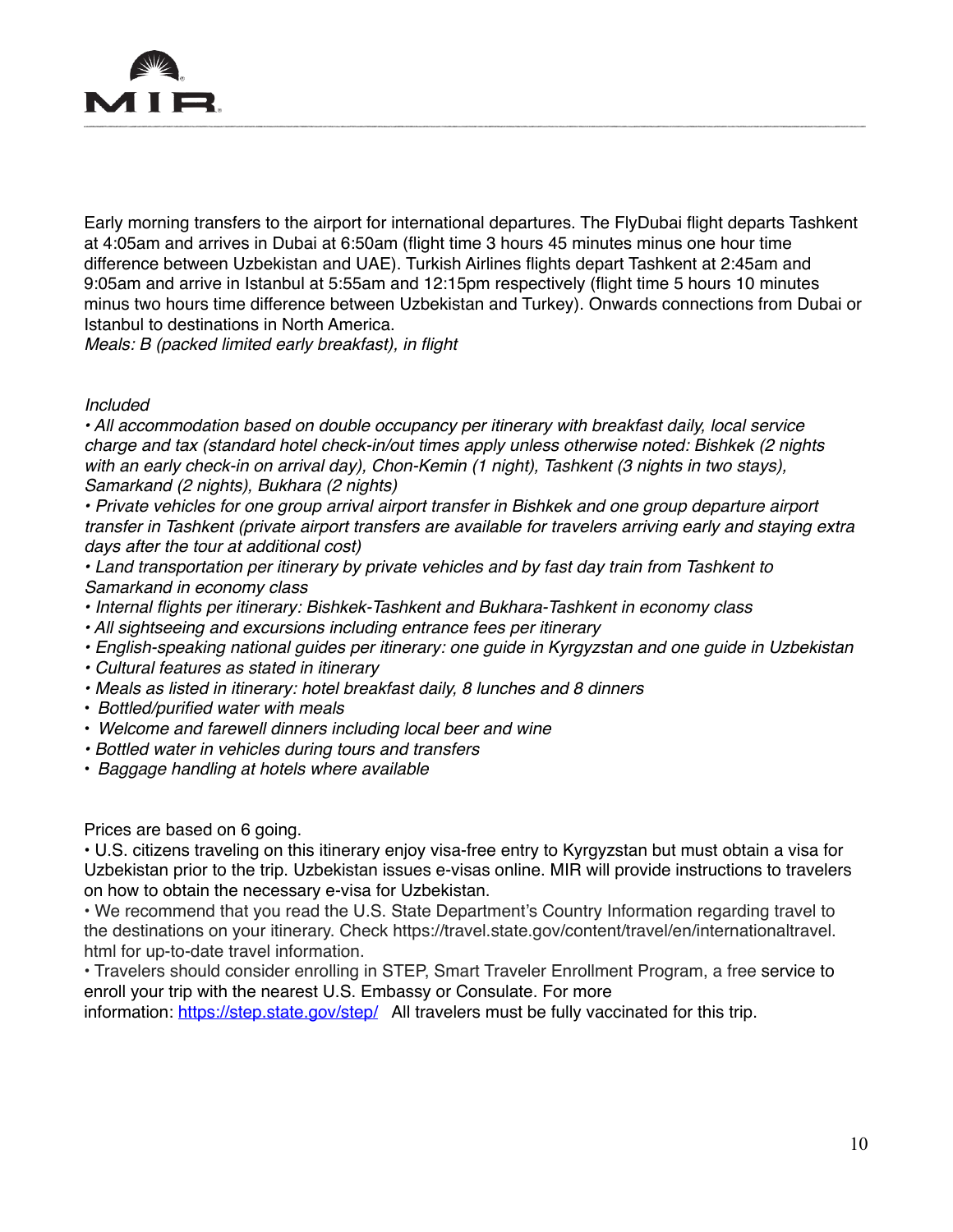Early morning transfers to the airport for international departures. The FlyDubai flight departs Tashkent at 4:05am and arrives in Dubai at 6:50am (flight time 3 hours 45 minutes minus one hour time difference between Uzbekistan and UAE). Turkish Airlines flights depart Tashkent at 2:45am and 9:05am and arrive in Istanbul at 5:55am and 12:15pm respectively (flight time 5 hours 10 minutes minus two hours time difference between Uzbekistan and Turkey). Onwards connections from Dubai or Istanbul to destinations in North America.
*Meals: B (packed limited early breakfast), in flight*

*Included*

- *All accommodation based on double occupancy per itinerary with breakfast daily, local service charge and tax (standard hotel check-in/out times apply unless otherwise noted: Bishkek (2 nights with an early check-in on arrival day), Chon-Kemin (1 night), Tashkent (3 nights in two stays), Samarkand (2 nights), Bukhara (2 nights)*
- *Private vehicles for one group arrival airport transfer in Bishkek and one group departure airport transfer in Tashkent (private airport transfers are available for travelers arriving early and staying extra days after the tour at additional cost)*
- *Land transportation per itinerary by private vehicles and by fast day train from Tashkent to Samarkand in economy class*
- *Internal flights per itinerary: Bishkek-Tashkent and Bukhara-Tashkent in economy class*
- *All sightseeing and excursions including entrance fees per itinerary*
- *English-speaking national guides per itinerary: one guide in Kyrgyzstan and one guide in Uzbekistan*
- *Cultural features as stated in itinerary*
- *Meals as listed in itinerary: hotel breakfast daily, 8 lunches and 8 dinners*
- *Bottled/purified water with meals*
- *Welcome and farewell dinners including local beer and wine*
- *Bottled water in vehicles during tours and transfers*
- *Baggage handling at hotels where available*

Prices are based on 6 going.

- U.S. citizens traveling on this itinerary enjoy visa-free entry to Kyrgyzstan but must obtain a visa for Uzbekistan prior to the trip. Uzbekistan issues e-visas online. MIR will provide instructions to travelers on how to obtain the necessary e-visa for Uzbekistan.
- We recommend that you read the U.S. State Department's Country Information regarding travel to the destinations on your itinerary. Check https://travel.state.gov/content/travel/en/internationaltravel.html for up-to-date travel information.
- Travelers should consider enrolling in STEP, Smart Traveler Enrollment Program, a free service to enroll your trip with the nearest U.S. Embassy or Consulate. For more information: [https://step.state.gov/step/](https://step.state.gov/step/) All travelers must be fully vaccinated for this trip.